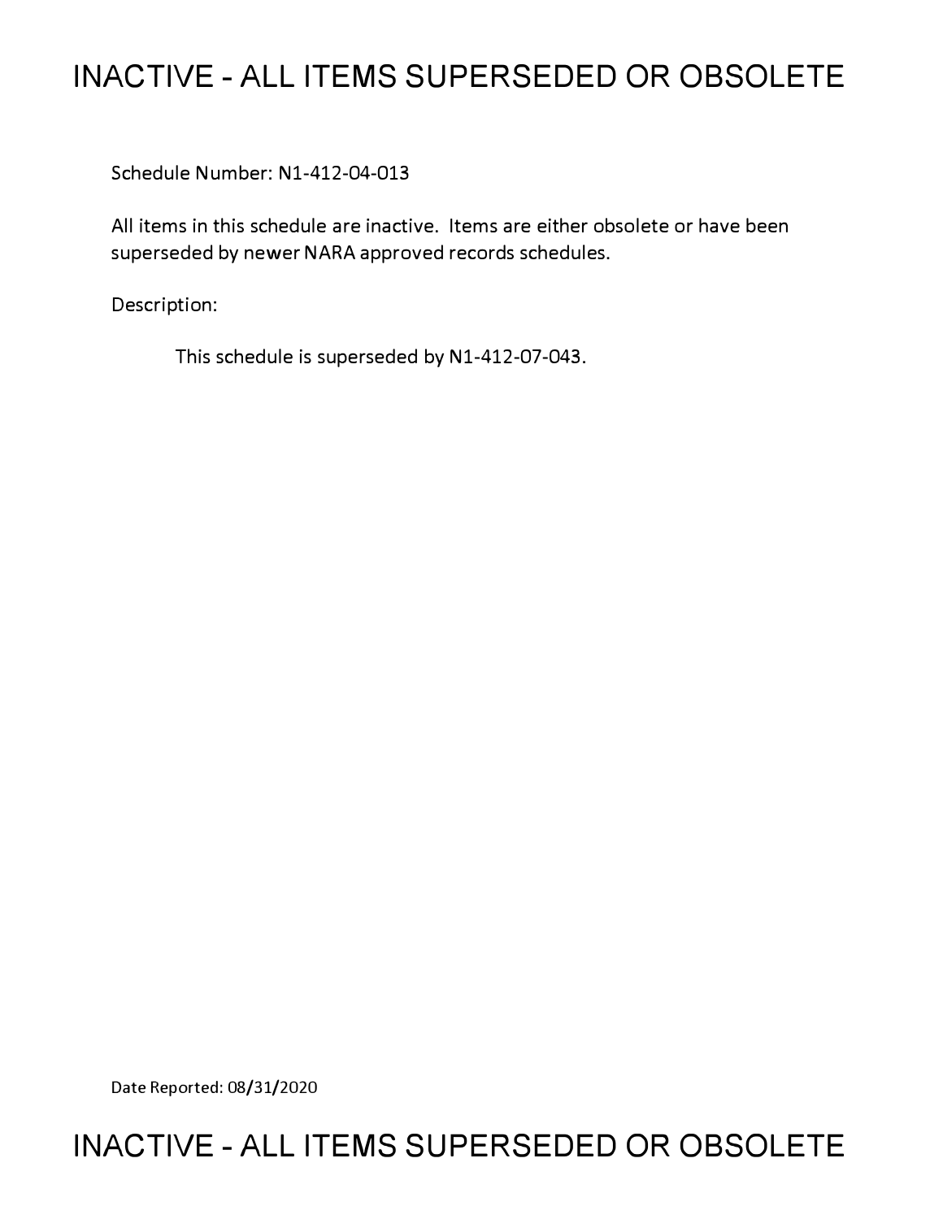# INACTIVE - ALL ITEMS SUPERSEDED OR OBSOLETE

Schedule Number: N1-412-04-013

All items in this schedule are inactive. Items are either obsolete or have been superseded by newer NARA approved records schedules.

Description:

This schedule is superseded by N1-412-07-043.

Date Reported: 08/31/2020

# INACTIVE - ALL ITEMS SUPERSEDED OR OBSOLETE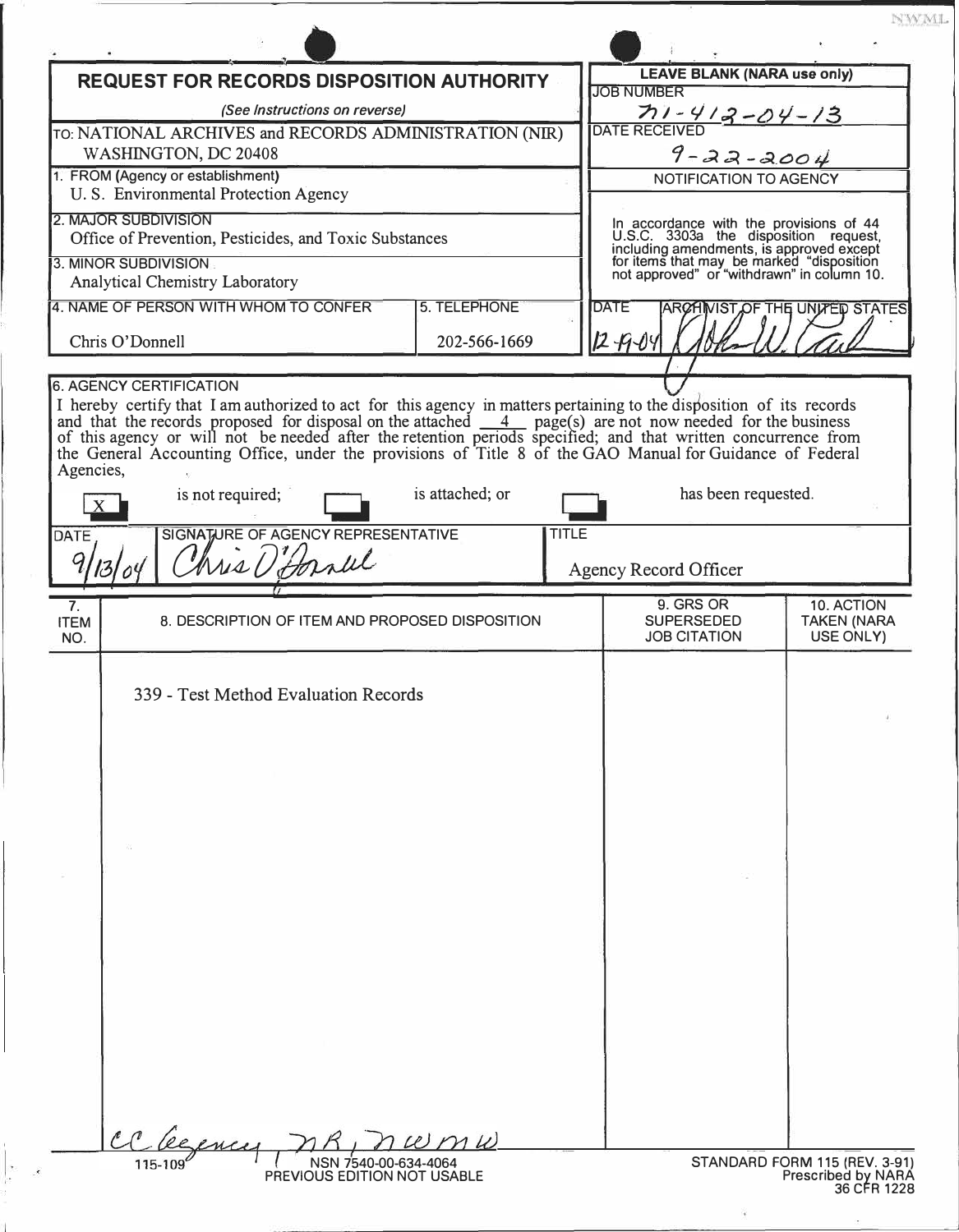NWML

# REQUEST FOR RECORDS DISPOSITION AUTHORITY

*(See Instructions on reverse)*

TO: NATIONAL ARCHIVES and RECORDS ADMINISTRATION (NIR)
WASHINGTON, DC 20408

**LEAVE BLANK (NARA use only)**

JOB NUMBER: N1-412-04-13

DATE RECEIVED: 9-22-2004

NOTIFICATION TO AGENCY

In accordance with the provisions of 44 U.S.C. 3303a the disposition request, including amendments, is approved except for items that may be marked "disposition not approved" or "withdrawn" in column 10.

DATE: 12-9-04 ARCHIVIST OF THE UNITED STATES: [signature]

1. FROM (Agency or establishment)
U. S. Environmental Protection Agency

2. MAJOR SUBDIVISION
Office of Prevention, Pesticides, and Toxic Substances

3. MINOR SUBDIVISION
Analytical Chemistry Laboratory

4. NAME OF PERSON WITH WHOM TO CONFER: Chris O'Donnell

5. TELEPHONE: 202-566-1669

6. AGENCY CERTIFICATION

I hereby certify that I am authorized to act for this agency in matters pertaining to the disposition of its records and that the records proposed for disposal on the attached 4 page(s) are not now needed for the business of this agency or will not be needed after the retention periods specified; and that written concurrence from the General Accounting Office, under the provisions of Title 8 of the GAO Manual for Guidance of Federal Agencies,

[X] is not required; [ ] is attached; or [ ] has been requested.

| DATE | SIGNATURE OF AGENCY REPRESENTATIVE | TITLE |
|---|---|---|
| 9/13/04 | Chris O'Donnell | Agency Record Officer |

| 7. ITEM NO. | 8. DESCRIPTION OF ITEM AND PROPOSED DISPOSITION | 9. GRS OR SUPERSEDED JOB CITATION | 10. ACTION TAKEN (NARA USE ONLY) |
|---|---|---|---|
| | 339 - Test Method Evaluation Records | | |

cc agency, NR, NWMW

115-109 NSN 7540-00-634-4064
PREVIOUS EDITION NOT USABLE

STANDARD FORM 115 (REV. 3-91)
Prescribed by NARA
36 CFR 1228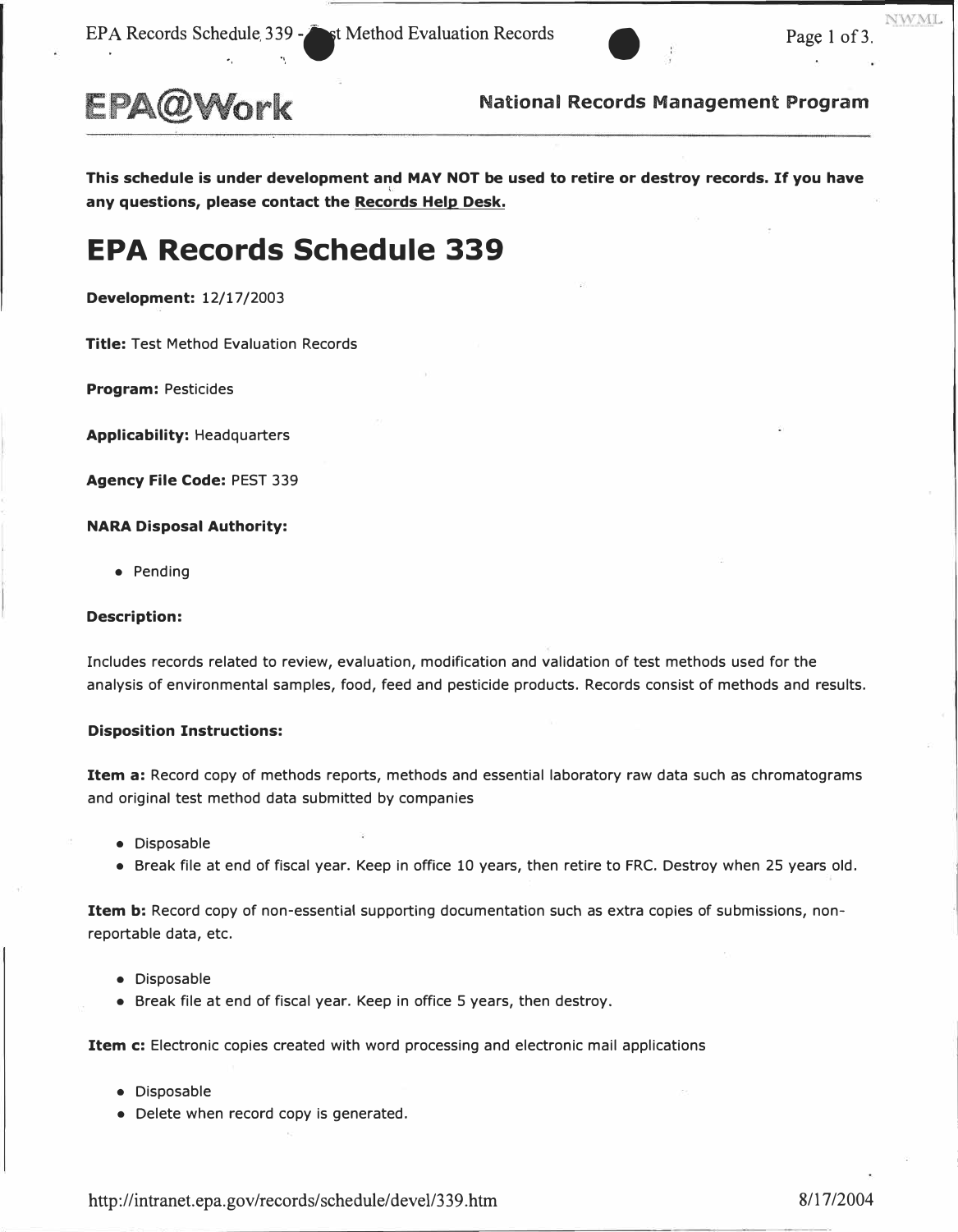**EPA@Work** **National Records Management Program**

**This schedule is under development and MAY NOT be used to retire or destroy records. If you have any questions, please contact the Records Help Desk.**

# EPA Records Schedule 339

**Development:** 12/17/2003

**Title:** Test Method Evaluation Records

**Program:** Pesticides

**Applicability:** Headquarters

**Agency File Code:** PEST 339

**NARA Disposal Authority:**

- Pending

**Description:**

Includes records related to review, evaluation, modification and validation of test methods used for the analysis of environmental samples, food, feed and pesticide products. Records consist of methods and results.

**Disposition Instructions:**

**Item a:** Record copy of methods reports, methods and essential laboratory raw data such as chromatograms and original test method data submitted by companies

- Disposable
- Break file at end of fiscal year. Keep in office 10 years, then retire to FRC. Destroy when 25 years old.

**Item b:** Record copy of non-essential supporting documentation such as extra copies of submissions, non-reportable data, etc.

- Disposable
- Break file at end of fiscal year. Keep in office 5 years, then destroy.

**Item c:** Electronic copies created with word processing and electronic mail applications

- Disposable
- Delete when record copy is generated.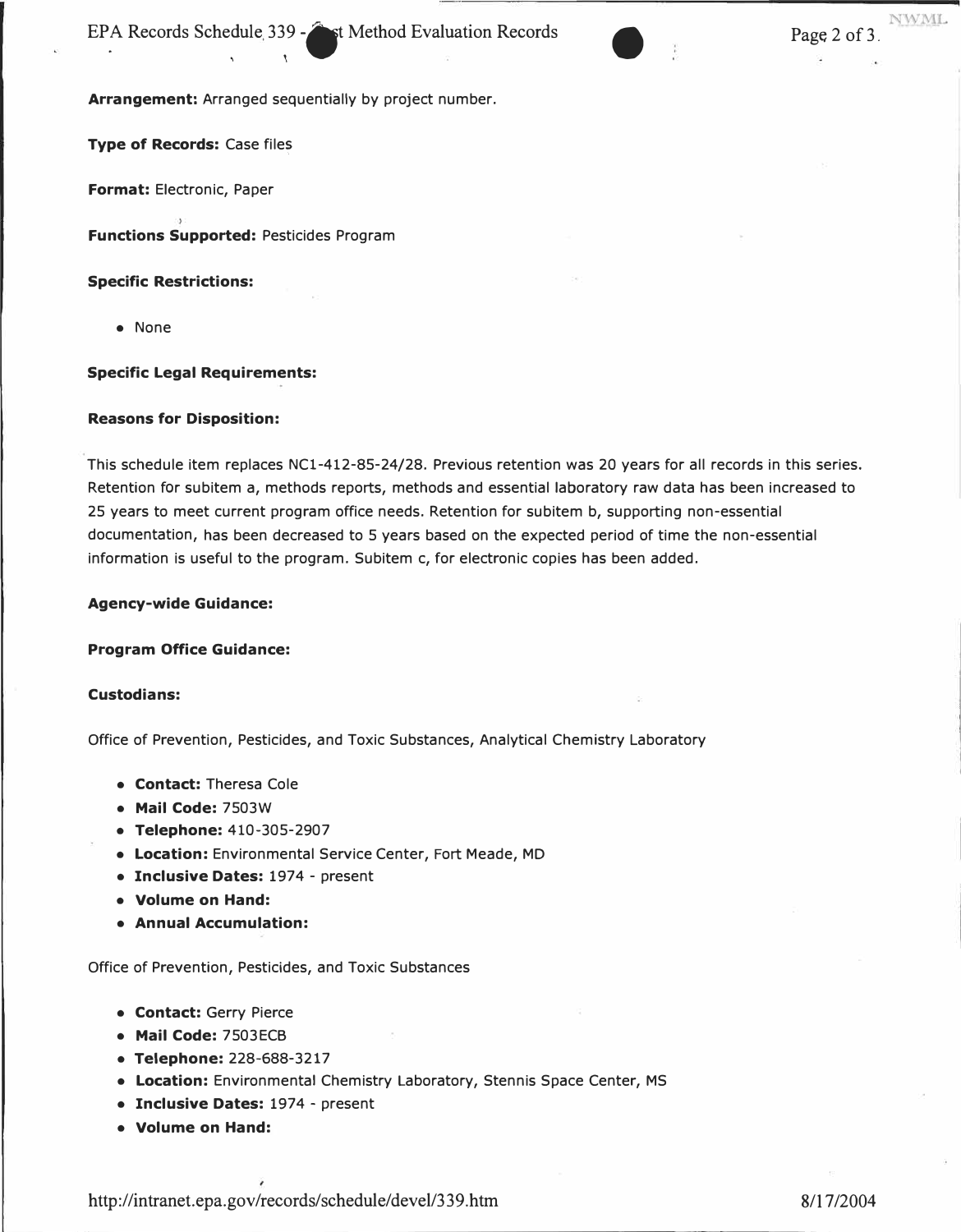**Arrangement:** Arranged sequentially by project number.

**Type of Records:** Case files

**Format:** Electronic, Paper

**Functions Supported:** Pesticides Program

**Specific Restrictions:**

- None

**Specific Legal Requirements:**

**Reasons for Disposition:**

This schedule item replaces NC1-412-85-24/28. Previous retention was 20 years for all records in this series. Retention for subitem a, methods reports, methods and essential laboratory raw data has been increased to 25 years to meet current program office needs. Retention for subitem b, supporting non-essential documentation, has been decreased to 5 years based on the expected period of time the non-essential information is useful to the program. Subitem c, for electronic copies has been added.

**Agency-wide Guidance:**

**Program Office Guidance:**

**Custodians:**

Office of Prevention, Pesticides, and Toxic Substances, Analytical Chemistry Laboratory

- **Contact:** Theresa Cole
- **Mail Code:** 7503W
- **Telephone:** 410-305-2907
- **Location:** Environmental Service Center, Fort Meade, MD
- **Inclusive Dates:** 1974 - present
- **Volume on Hand:**
- **Annual Accumulation:**

Office of Prevention, Pesticides, and Toxic Substances

- **Contact:** Gerry Pierce
- **Mail Code:** 7503ECB
- **Telephone:** 228-688-3217
- **Location:** Environmental Chemistry Laboratory, Stennis Space Center, MS
- **Inclusive Dates:** 1974 - present
- **Volume on Hand:**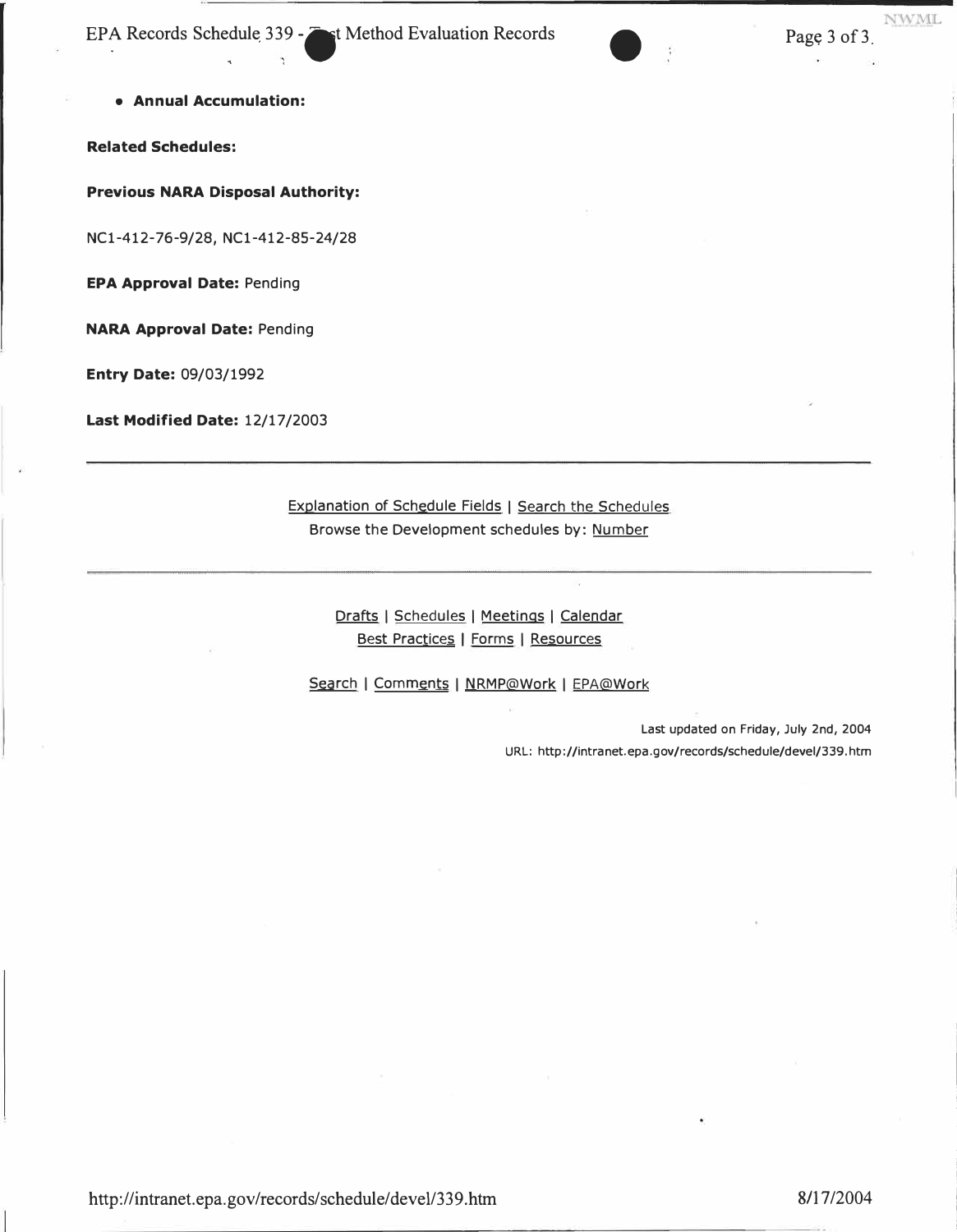- **Annual Accumulation:**

**Related Schedules:**

**Previous NARA Disposal Authority:**

NC1-412-76-9/28, NC1-412-85-24/28

**EPA Approval Date:** Pending

**NARA Approval Date:** Pending

**Entry Date:** 09/03/1992

**Last Modified Date:** 12/17/2003

---

Explanation of Schedule Fields | Search the Schedules
Browse the Development schedules by: Number

---

Drafts | Schedules | Meetings | Calendar
Best Practices | Forms | Resources

Search | Comments | NRMP@Work | EPA@Work

Last updated on Friday, July 2nd, 2004
URL: http://intranet.epa.gov/records/schedule/devel/339.htm